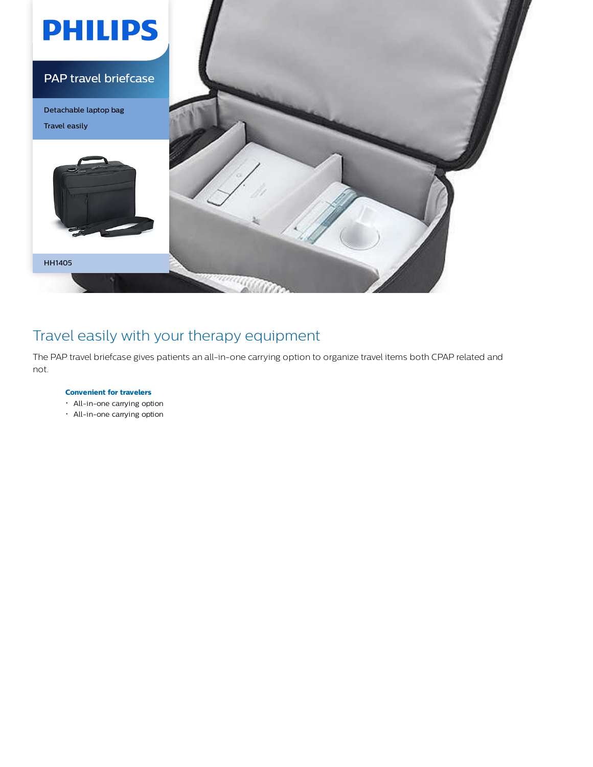PHILIPS

# PAP travel briefcase

Detachable laptop bag

Travel easily

HH1405

## Travel easily with your therapy equipment

The PAP travel briefcase gives patients an all-in-one carrying option to organize travel items both CPAP related and not.

**Convenient for travelers**

- All-in-one carrying option
- All-in-one carrying option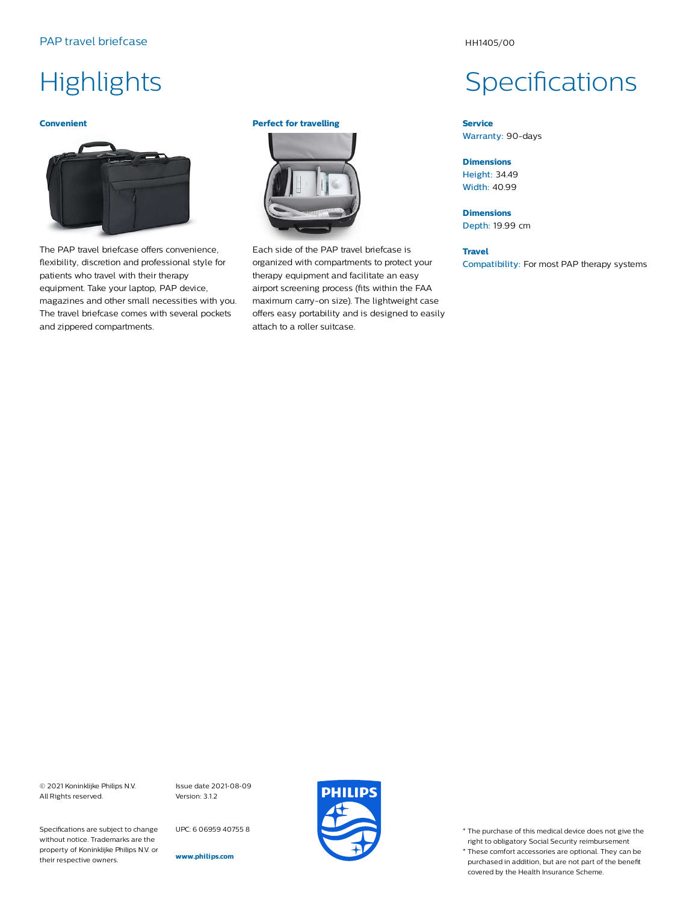PAP travel briefcase

HH1405/00

# Highlights

### Convenient

The PAP travel briefcase offers convenience, flexibility, discretion and professional style for patients who travel with their therapy equipment. Take your laptop, PAP device, magazines and other small necessities with you. The travel briefcase comes with several pockets and zippered compartments.

### Perfect for travelling

Each side of the PAP travel briefcase is organized with compartments to protect your therapy equipment and facilitate an easy airport screening process (fits within the FAA maximum carry-on size). The lightweight case offers easy portability and is designed to easily attach to a roller suitcase.

# Specifications

### Service

Warranty: 90-days

### Dimensions

Height: 34.49
Width: 40.99

### Dimensions

Depth: 19.99 cm

### Travel

Compatibility: For most PAP therapy systems

© 2021 Koninklijke Philips N.V.
All Rights reserved.

Specifications are subject to change without notice. Trademarks are the property of Koninklijke Philips N.V. or their respective owners.

Issue date 2021-08-09
Version: 3.1.2

UPC: 6 06959 40755 8

www.philips.com

\* The purchase of this medical device does not give the right to obligatory Social Security reimbursement
\* These comfort accessories are optional. They can be purchased in addition, but are not part of the benefit covered by the Health Insurance Scheme.